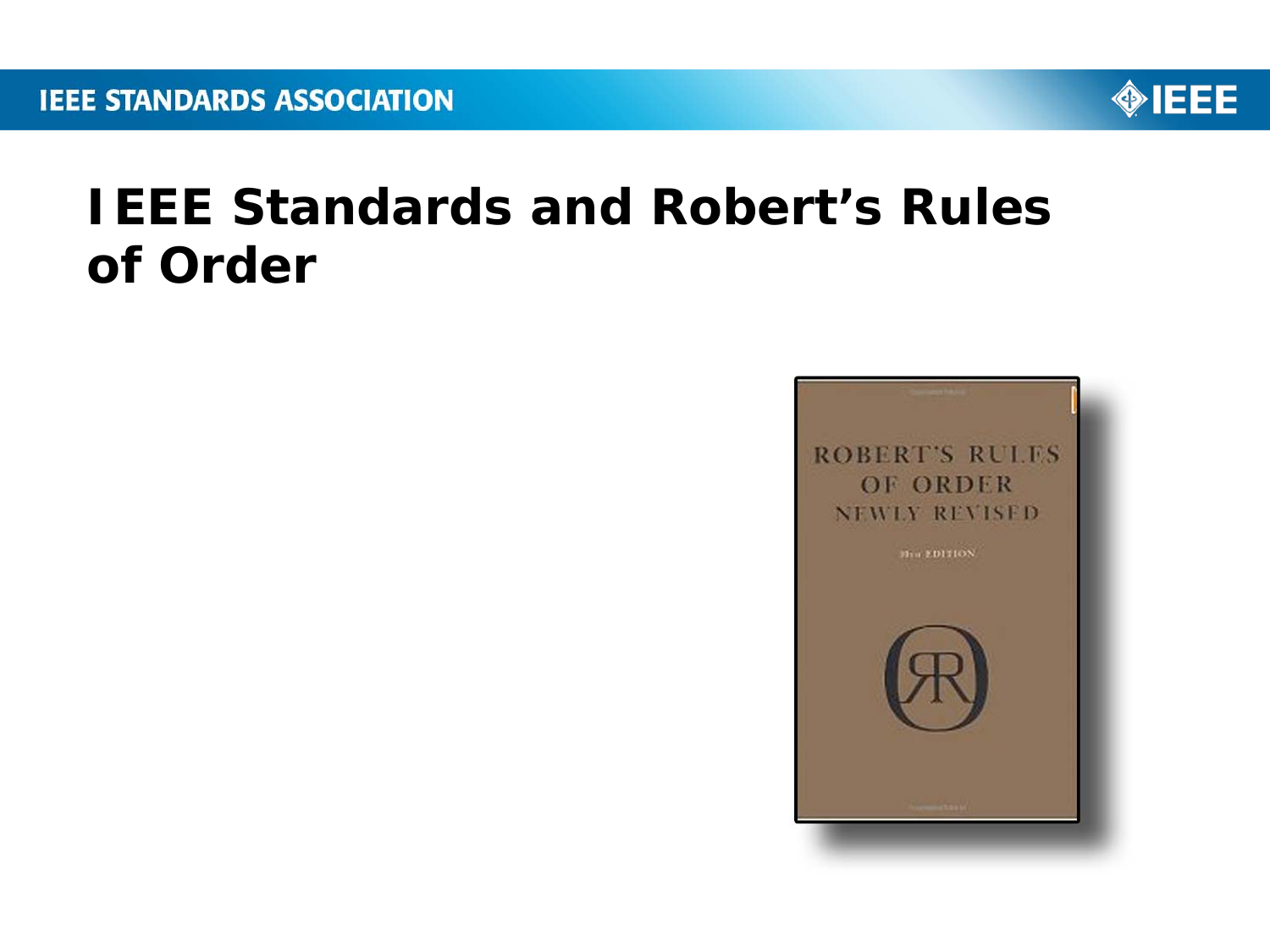# IEEE Standards and Robert's Rules of Order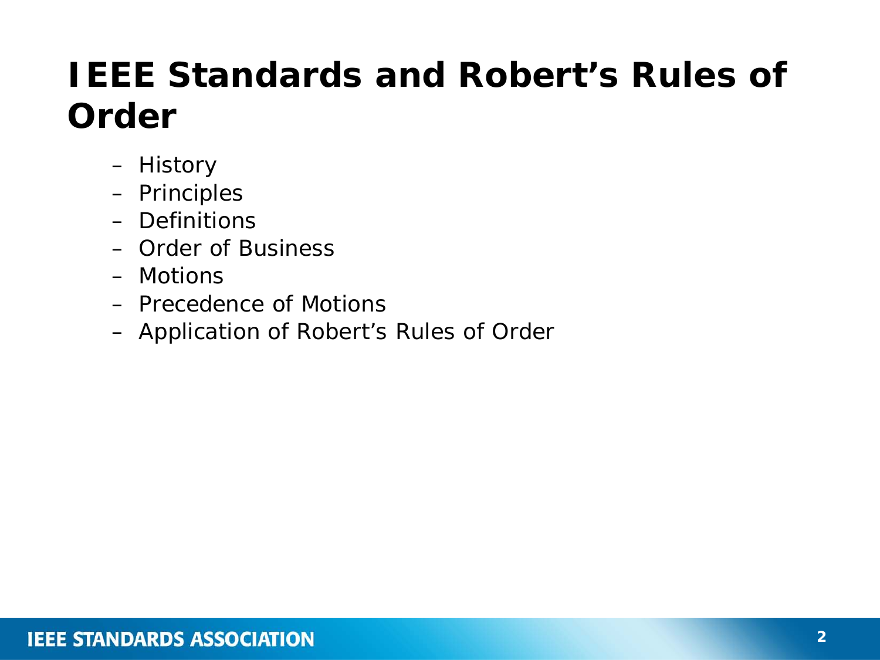# IEEE Standards and Robert's Rules of Order

- History
- Principles
- Definitions
- Order of Business
- Motions
- Precedence of Motions
- Application of Robert's Rules of Order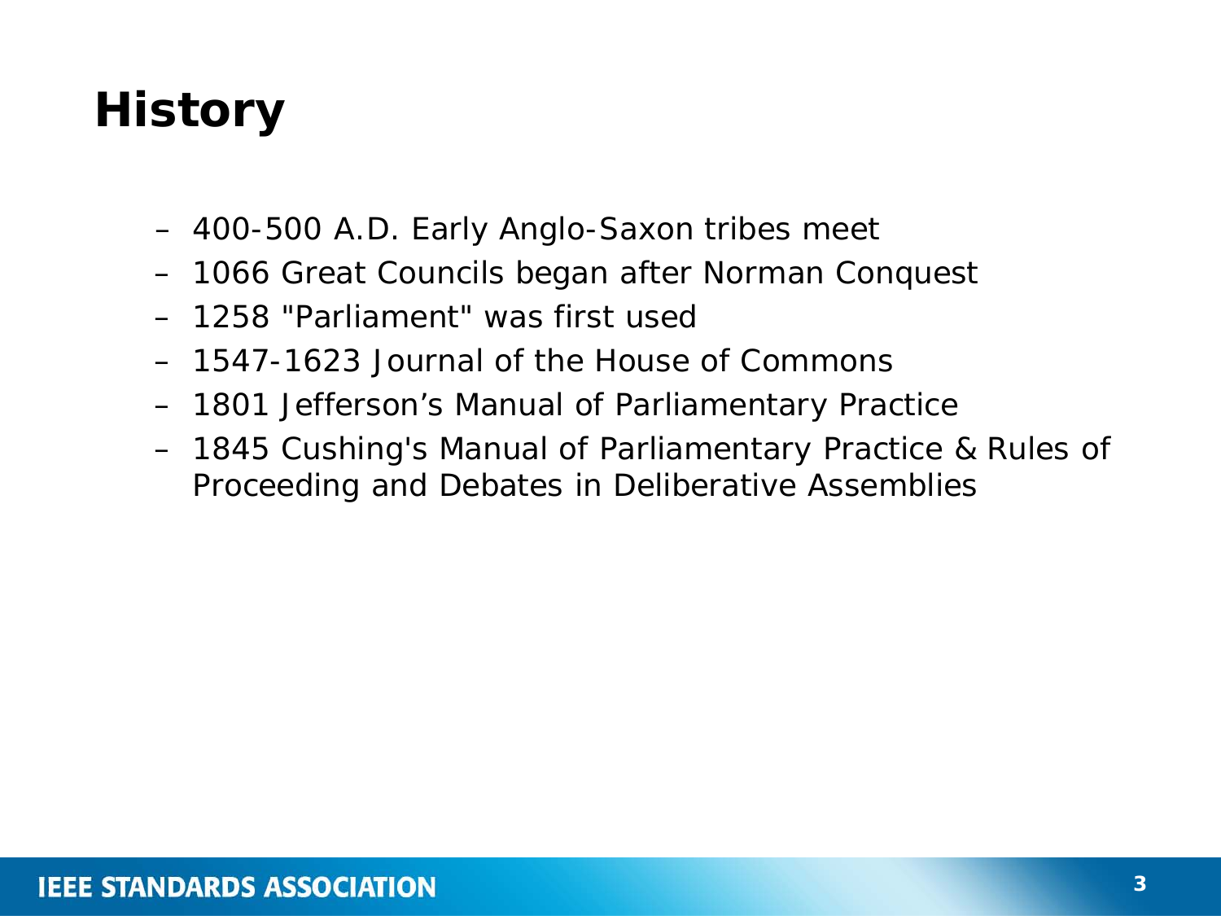# History

- 400-500 A.D. Early Anglo-Saxon tribes meet
- 1066 Great Councils began after Norman Conquest
- 1258 "Parliament" was first used
- 1547-1623 Journal of the House of Commons
- 1801 Jefferson’s Manual of Parliamentary Practice
- 1845 Cushing's Manual of Parliamentary Practice & Rules of Proceeding and Debates in Deliberative Assemblies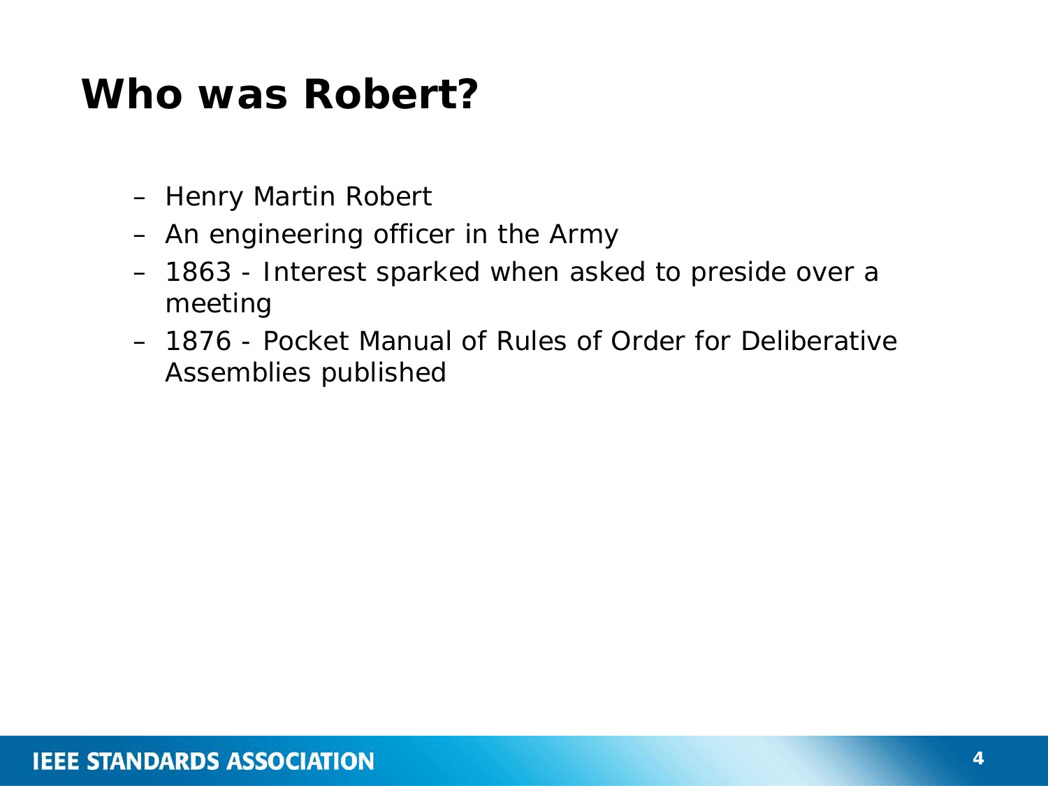# Who was Robert?

- Henry Martin Robert
- An engineering officer in the Army
- 1863 - Interest sparked when asked to preside over a meeting
- 1876 - Pocket Manual of Rules of Order for Deliberative Assemblies published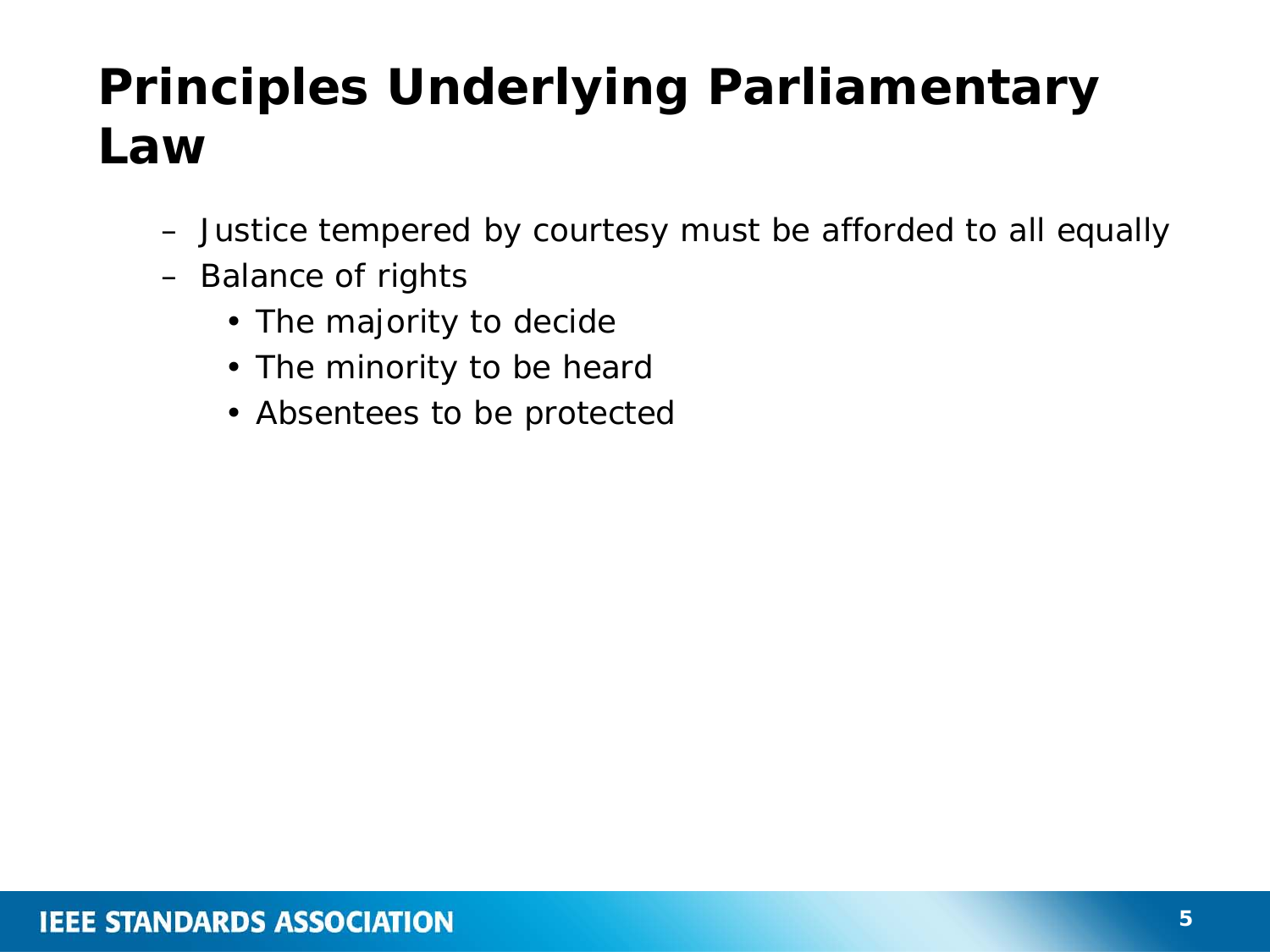# Principles Underlying Parliamentary Law

- Justice tempered by courtesy must be afforded to all equally
- Balance of rights
  - The majority to decide
  - The minority to be heard
  - Absentees to be protected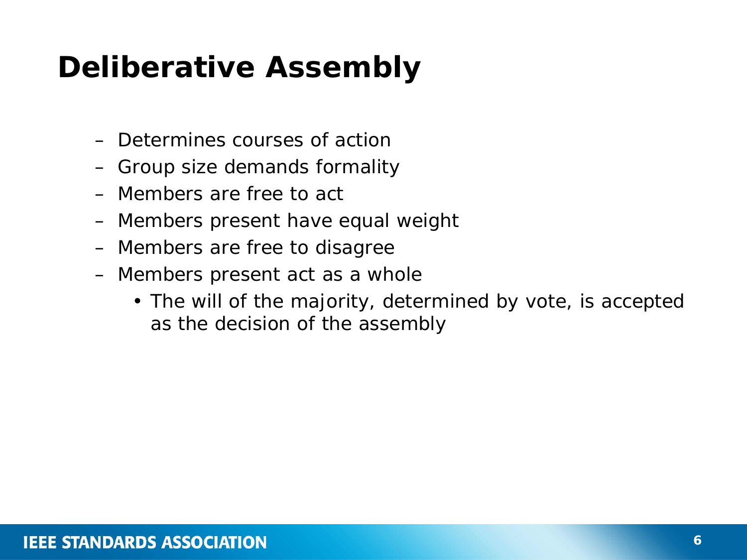# Deliberative Assembly

- Determines courses of action
- Group size demands formality
- Members are free to act
- Members present have equal weight
- Members are free to disagree
- Members present act as a whole
  - The will of the majority, determined by vote, is accepted as the decision of the assembly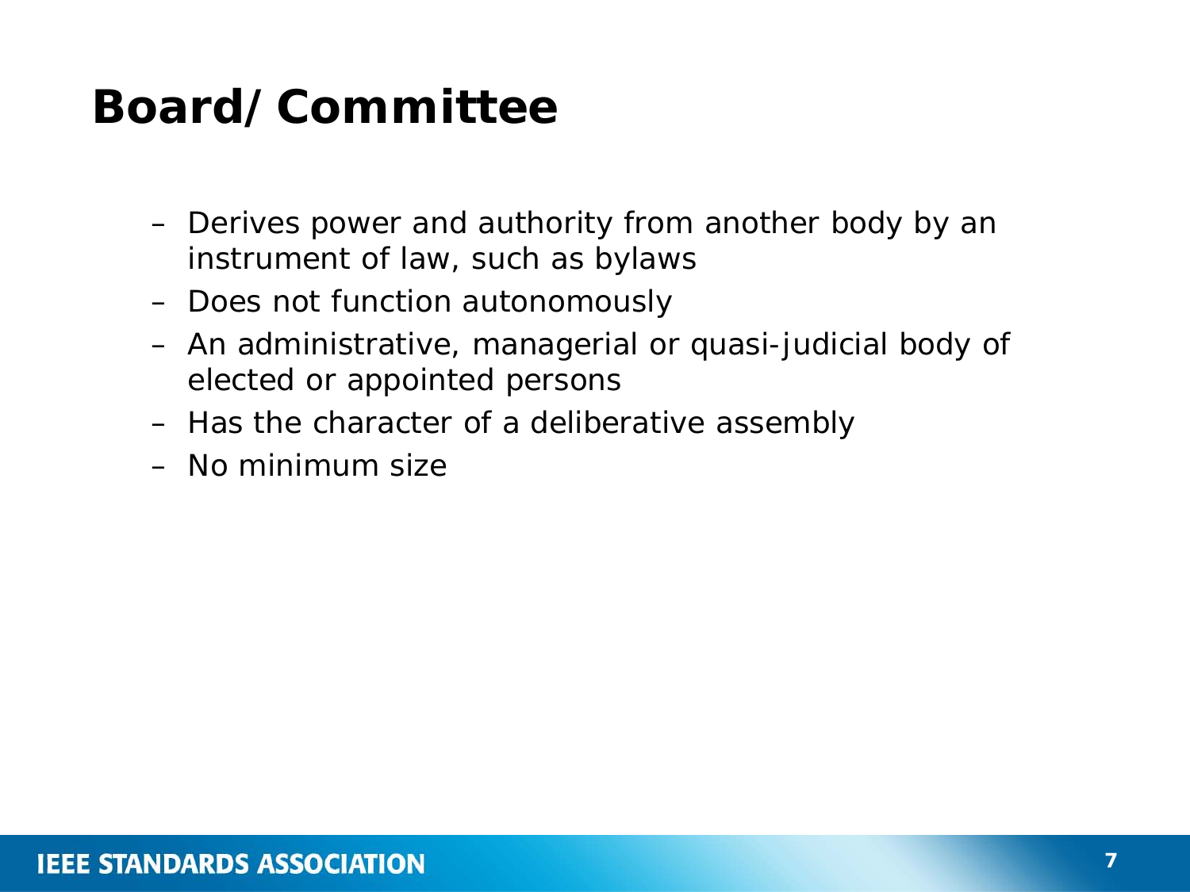# Board/Committee

- Derives power and authority from another body by an instrument of law, such as bylaws
- Does not function autonomously
- An administrative, managerial or quasi-judicial body of elected or appointed persons
- Has the character of a deliberative assembly
- No minimum size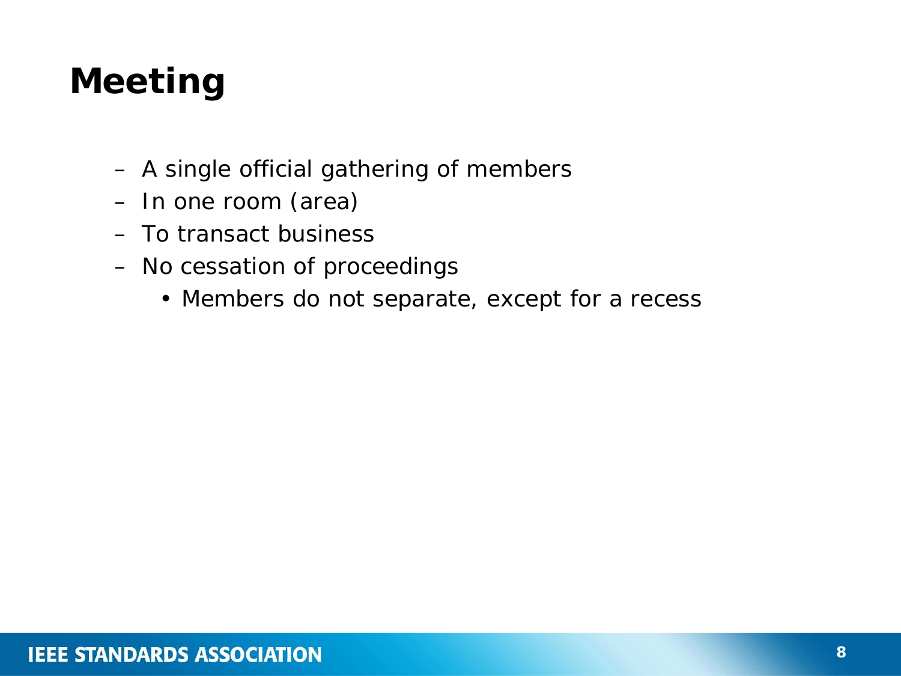# Meeting

- A single official gathering of members
- In one room (area)
- To transact business
- No cessation of proceedings
  - Members do not separate, except for a recess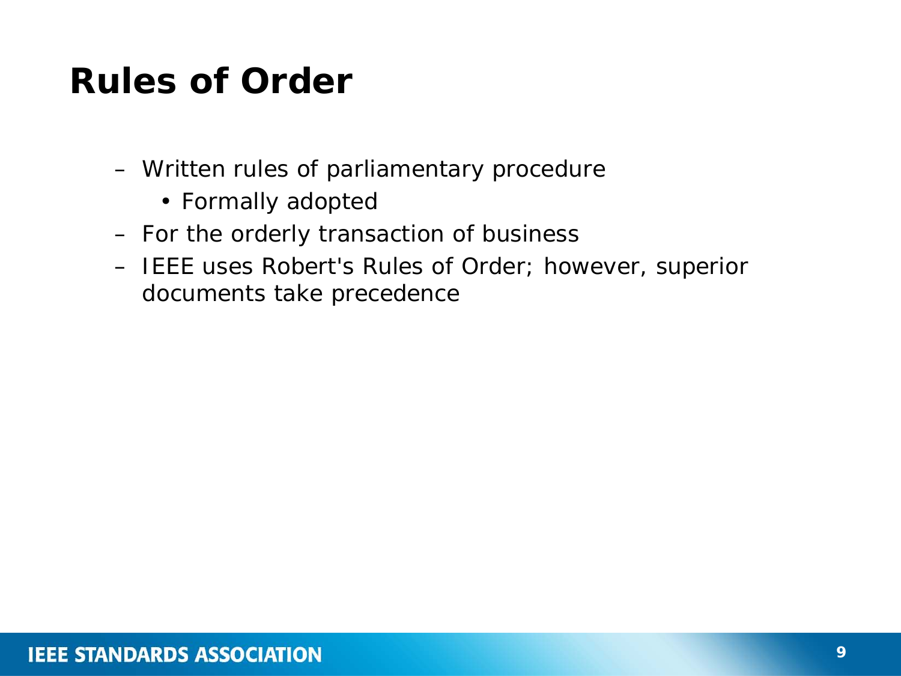# Rules of Order

- Written rules of parliamentary procedure
  - Formally adopted
- For the orderly transaction of business
- IEEE uses Robert's Rules of Order; however, superior documents take precedence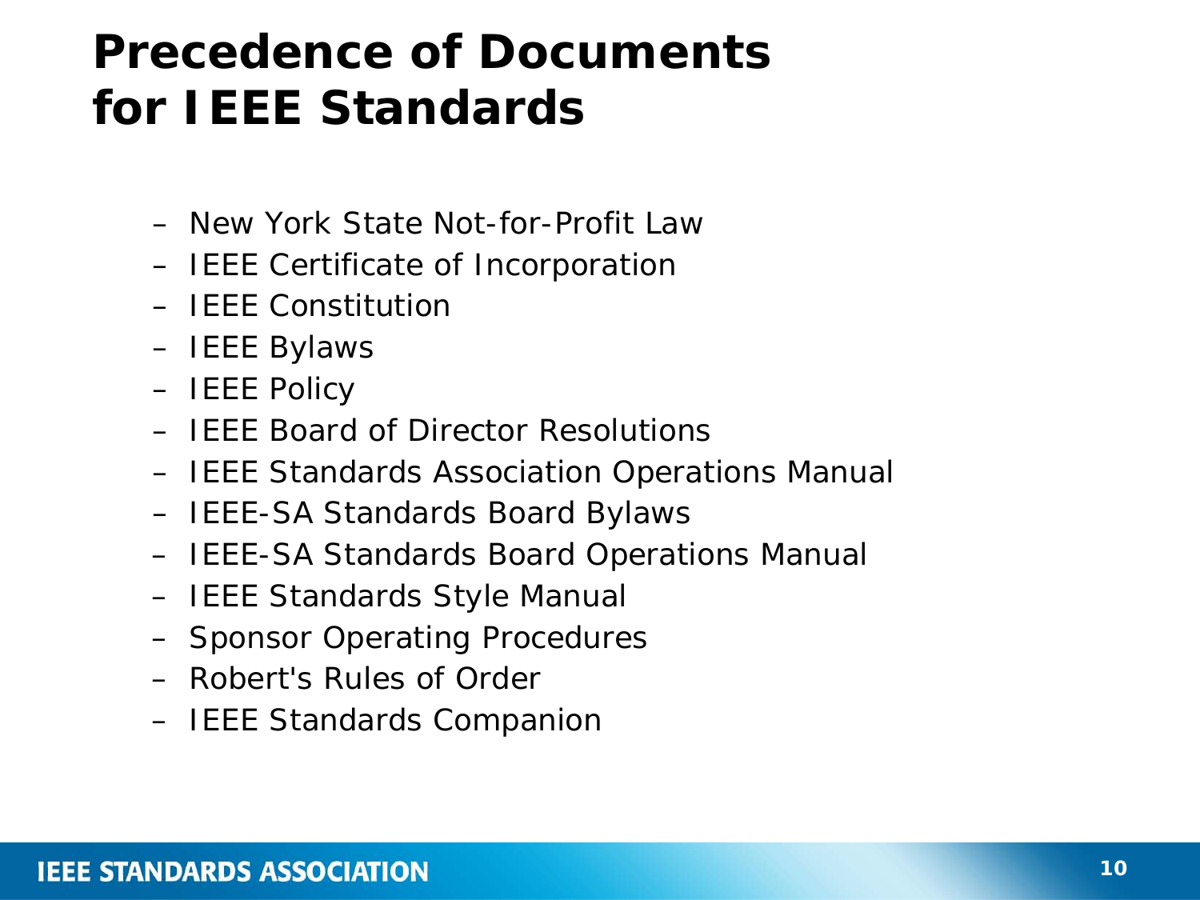# Precedence of Documents for IEEE Standards

- New York State Not-for-Profit Law
- IEEE Certificate of Incorporation
- IEEE Constitution
- IEEE Bylaws
- IEEE Policy
- IEEE Board of Director Resolutions
- IEEE Standards Association Operations Manual
- IEEE-SA Standards Board Bylaws
- IEEE-SA Standards Board Operations Manual
- IEEE Standards Style Manual
- Sponsor Operating Procedures
- Robert's Rules of Order
- IEEE Standards Companion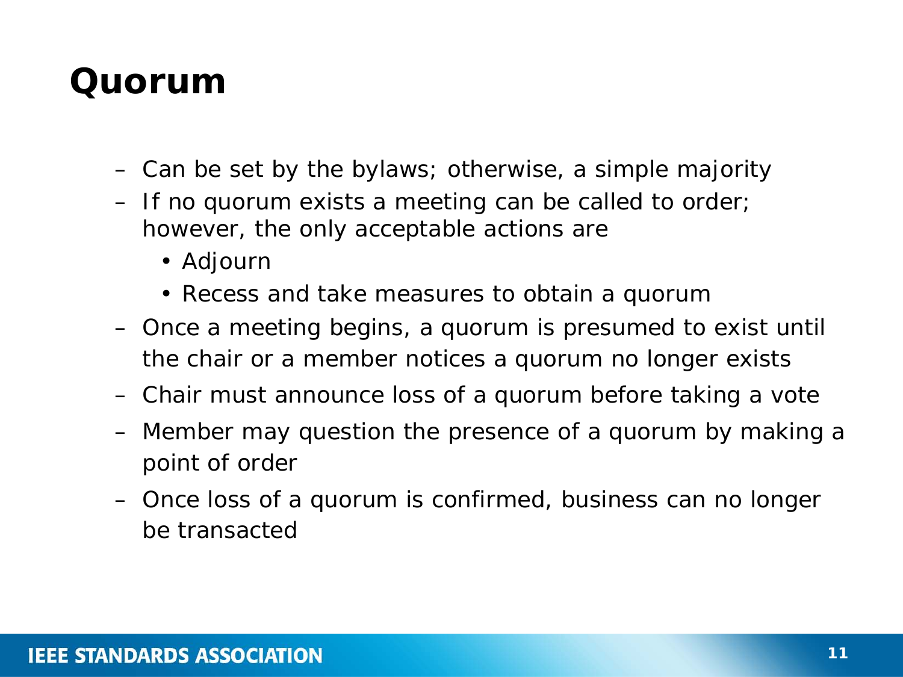# Quorum

- Can be set by the bylaws; otherwise, a simple majority
- If no quorum exists a meeting can be called to order; however, the only acceptable actions are
  - Adjourn
  - Recess and take measures to obtain a quorum
- Once a meeting begins, a quorum is presumed to exist until the chair or a member notices a quorum no longer exists
- Chair must announce loss of a quorum before taking a vote
- Member may question the presence of a quorum by making a point of order
- Once loss of a quorum is confirmed, business can no longer be transacted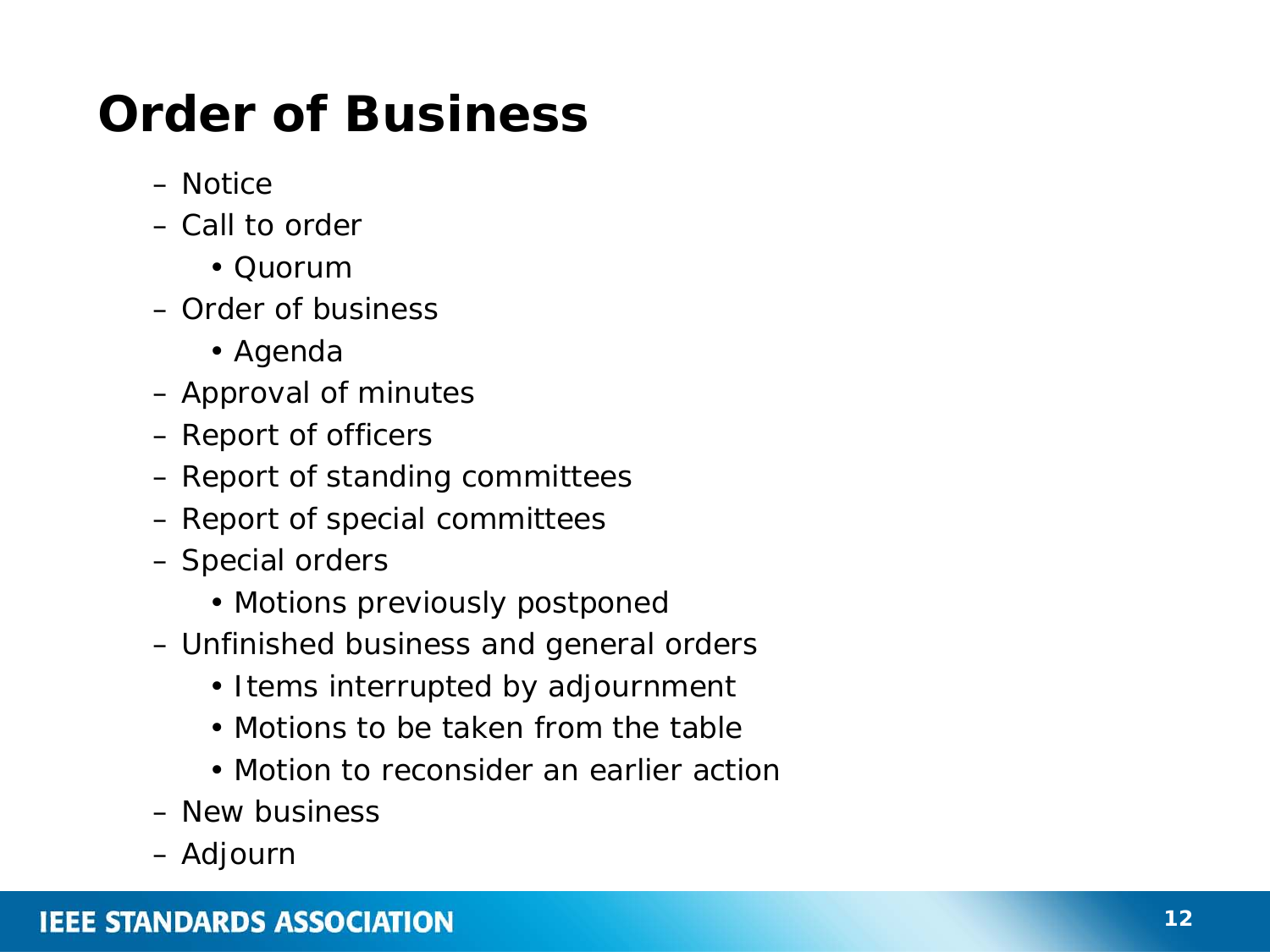# Order of Business

- Notice
- Call to order
  - Quorum
- Order of business
  - Agenda
- Approval of minutes
- Report of officers
- Report of standing committees
- Report of special committees
- Special orders
  - Motions previously postponed
- Unfinished business and general orders
  - Items interrupted by adjournment
  - Motions to be taken from the table
  - Motion to reconsider an earlier action
- New business
- Adjourn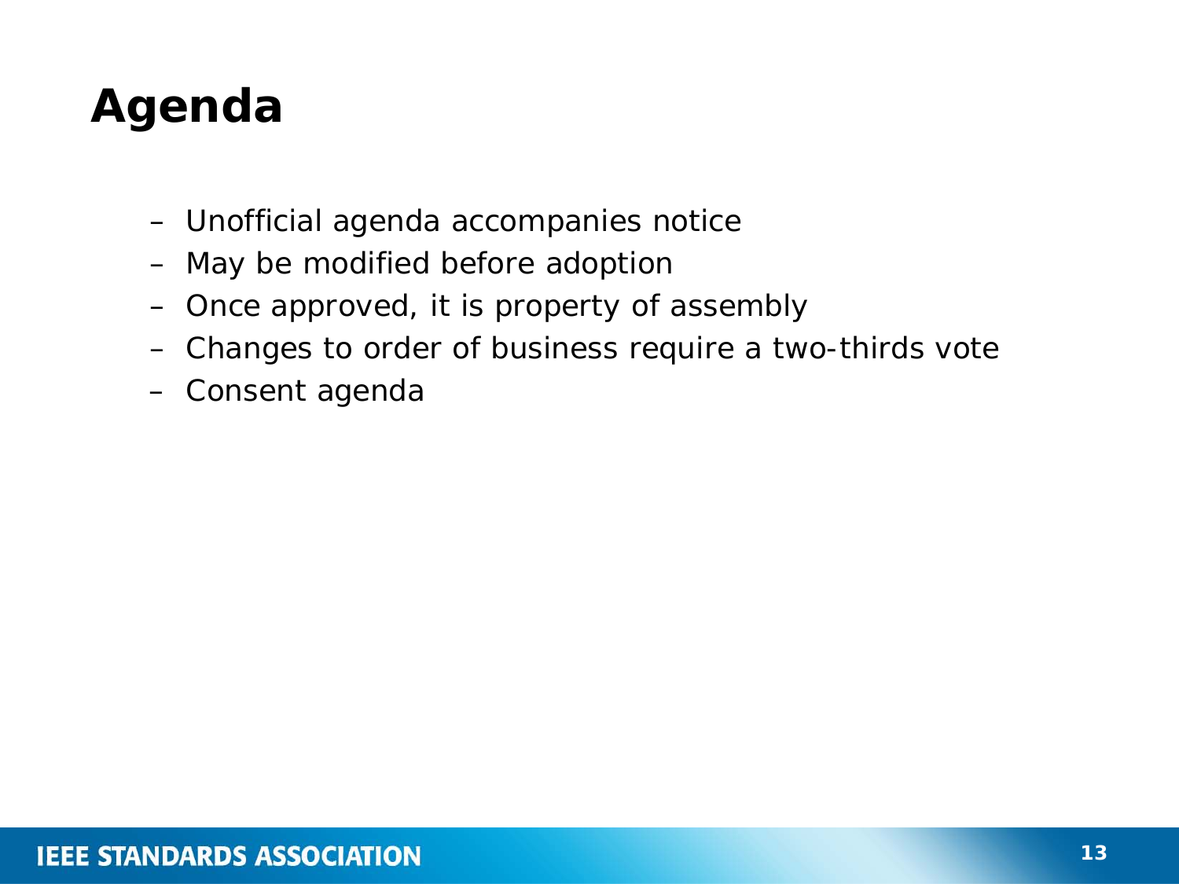# Agenda

- Unofficial agenda accompanies notice
- May be modified before adoption
- Once approved, it is property of assembly
- Changes to order of business require a two-thirds vote
- Consent agenda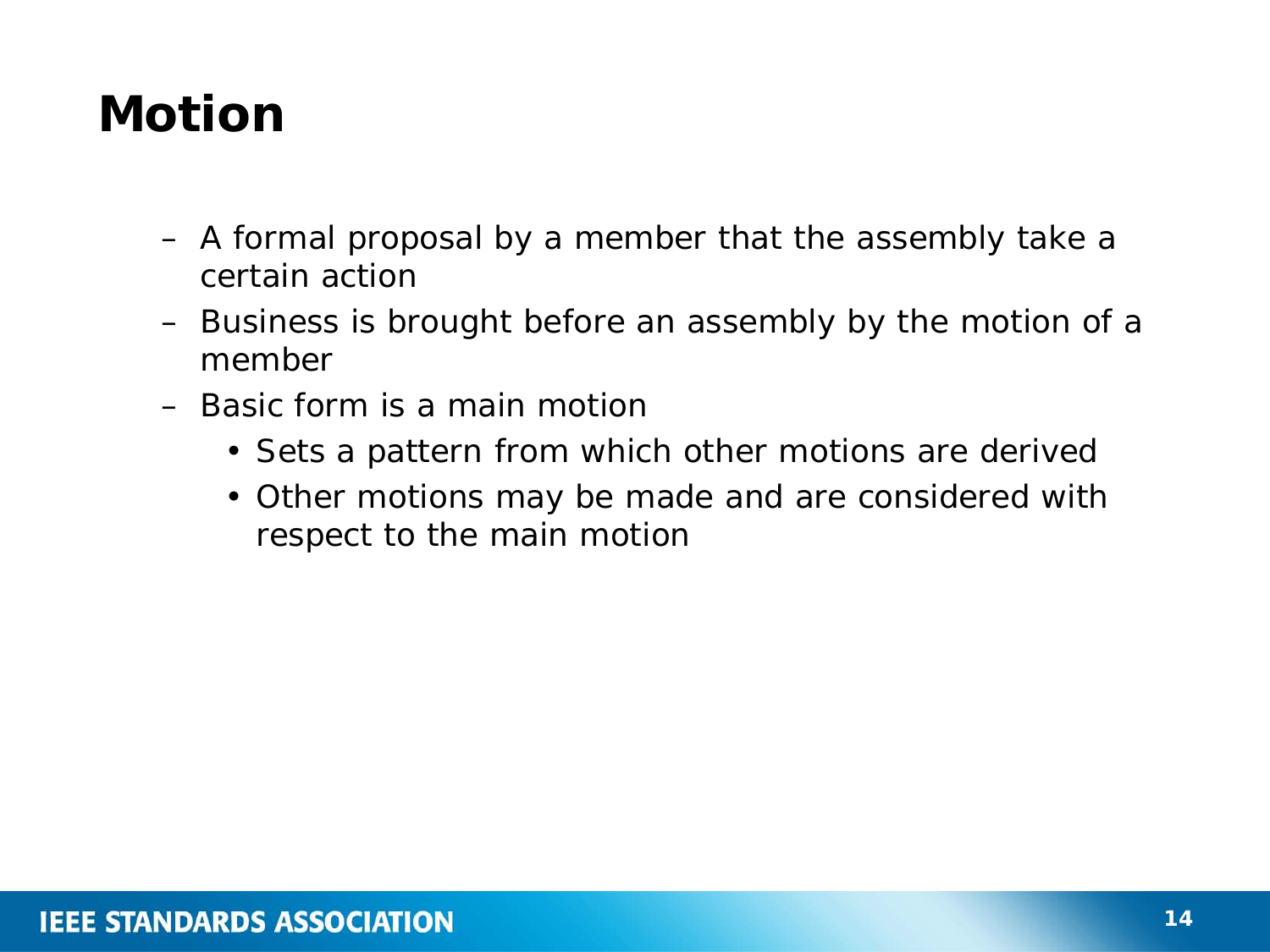# Motion

- A formal proposal by a member that the assembly take a certain action
- Business is brought before an assembly by the motion of a member
- Basic form is a main motion
  - Sets a pattern from which other motions are derived
  - Other motions may be made and are considered with respect to the main motion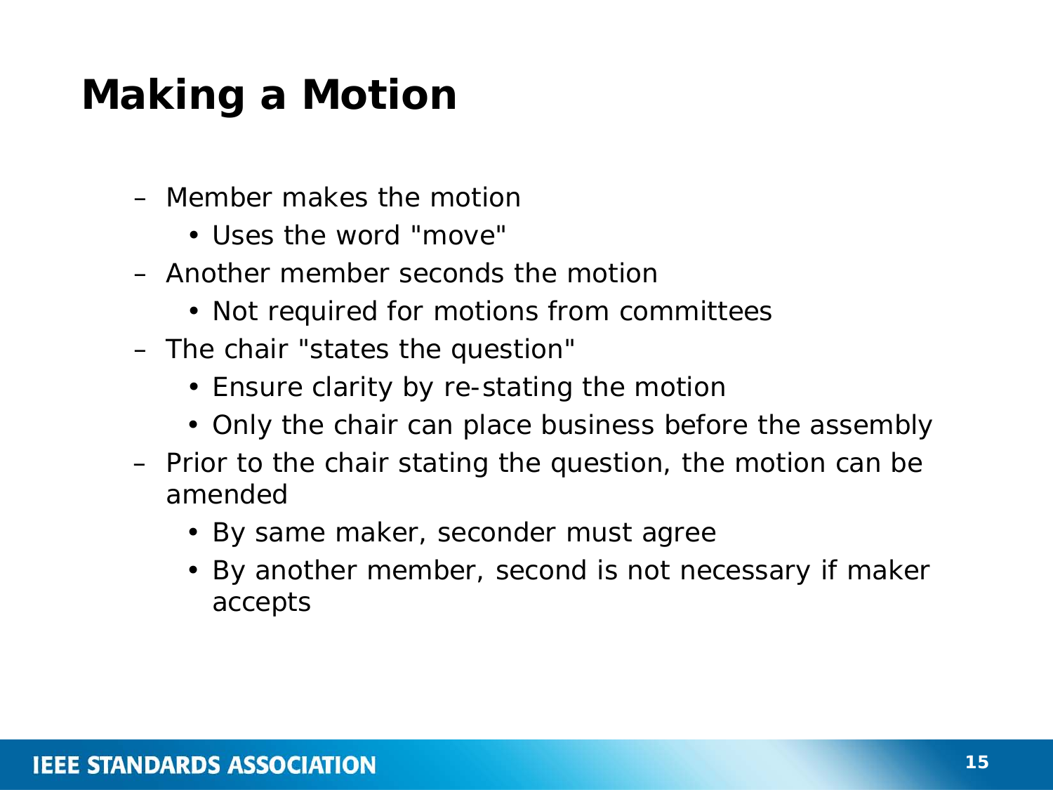# Making a Motion

- Member makes the motion
  - Uses the word "move"
- Another member seconds the motion
  - Not required for motions from committees
- The chair "states the question"
  - Ensure clarity by re-stating the motion
  - Only the chair can place business before the assembly
- Prior to the chair stating the question, the motion can be amended
  - By same maker, seconder must agree
  - By another member, second is not necessary if maker accepts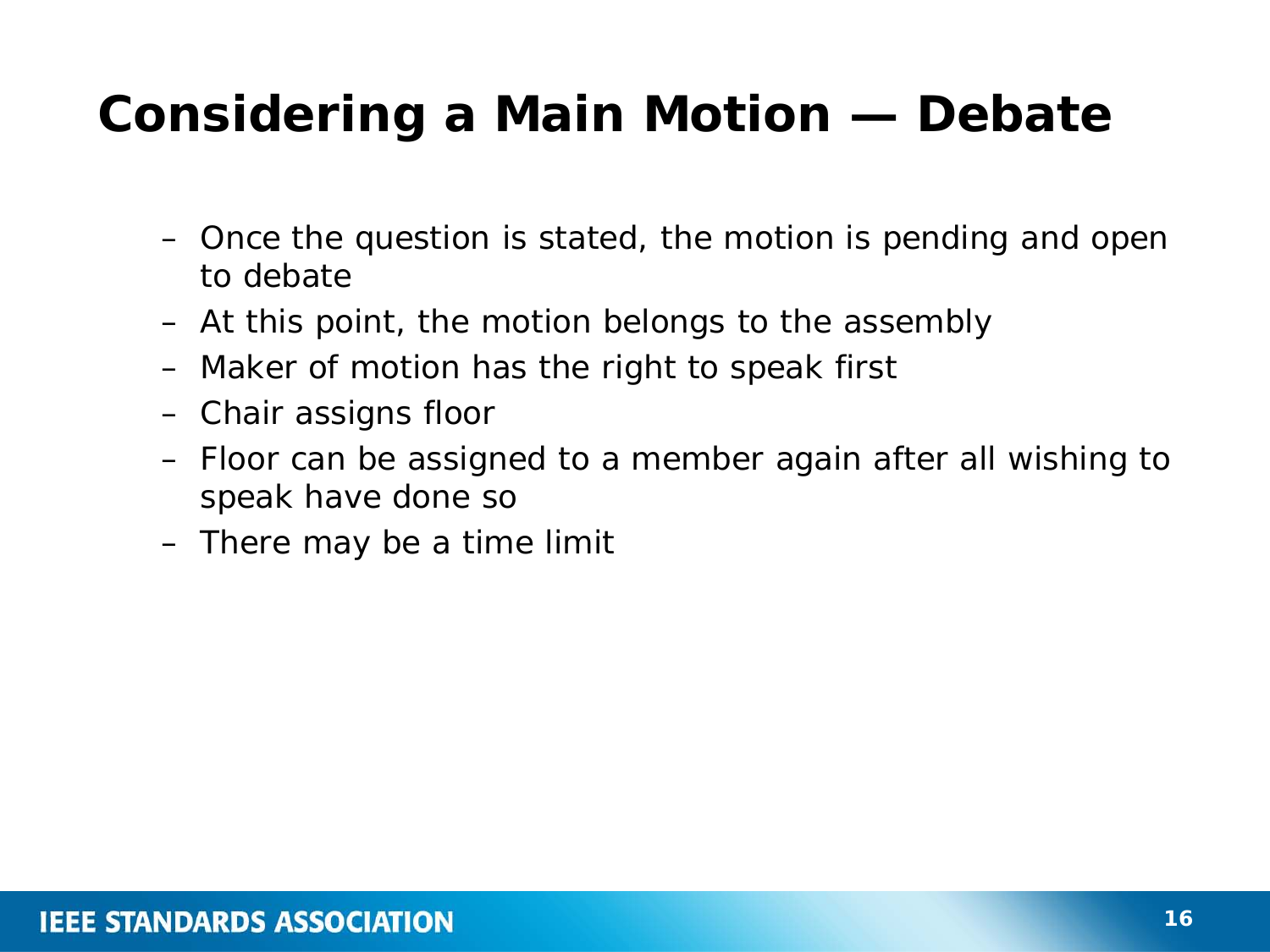# Considering a Main Motion — Debate

- Once the question is stated, the motion is pending and open to debate
- At this point, the motion belongs to the assembly
- Maker of motion has the right to speak first
- Chair assigns floor
- Floor can be assigned to a member again after all wishing to speak have done so
- There may be a time limit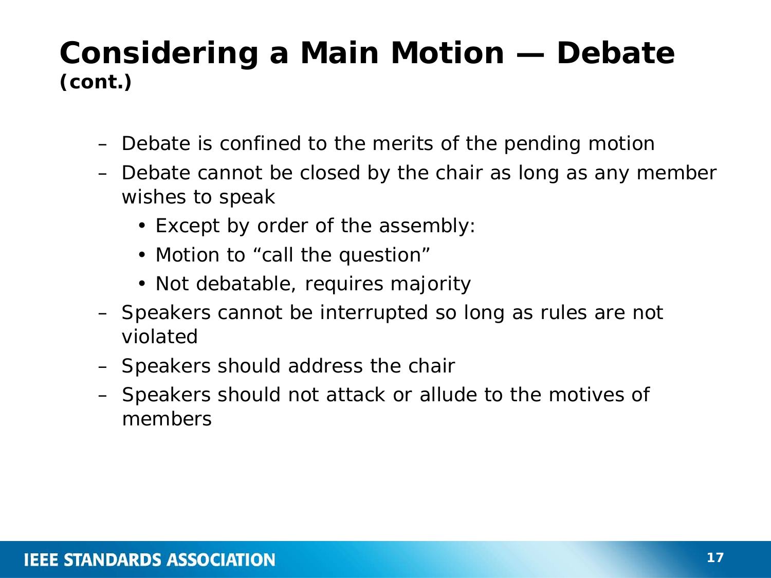# Considering a Main Motion — Debate (cont.)

- Debate is confined to the merits of the pending motion
- Debate cannot be closed by the chair as long as any member wishes to speak
  - Except by order of the assembly:
  - Motion to “call the question”
  - Not debatable, requires majority
- Speakers cannot be interrupted so long as rules are not violated
- Speakers should address the chair
- Speakers should not attack or allude to the motives of members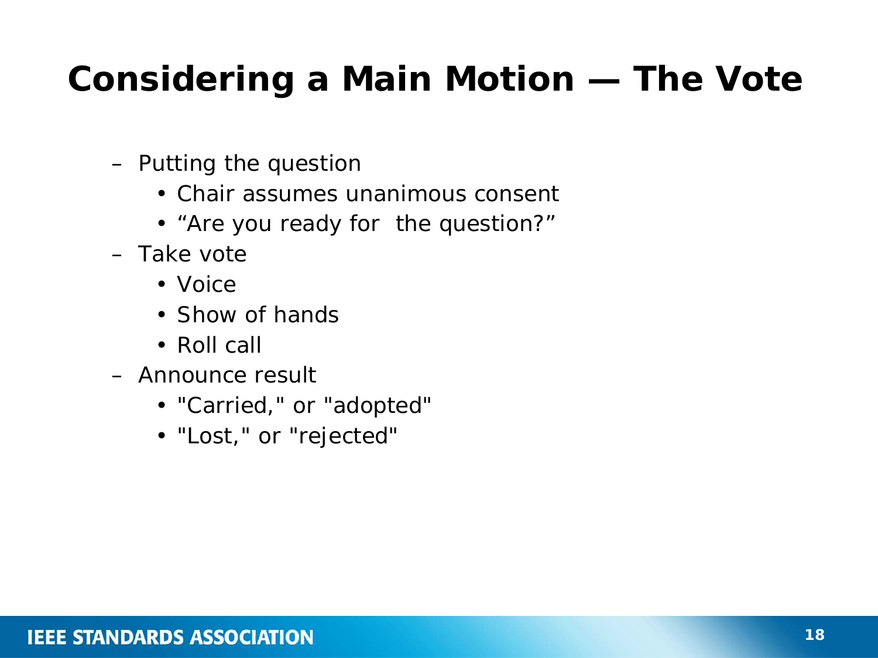# Considering a Main Motion — The Vote

- Putting the question
  - Chair assumes unanimous consent
  - “Are you ready for  the question?”
- Take vote
  - Voice
  - Show of hands
  - Roll call
- Announce result
  - "Carried," or "adopted"
  - "Lost," or "rejected"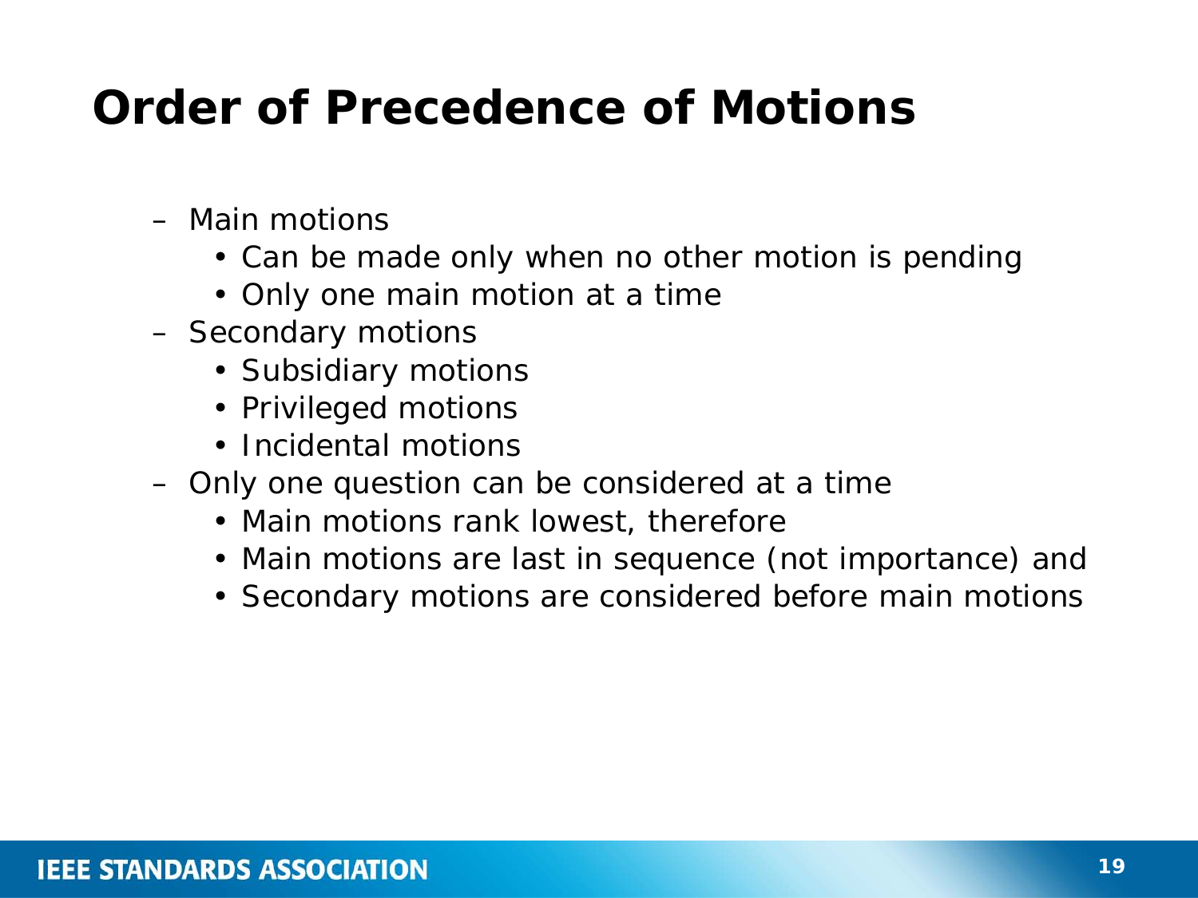# Order of Precedence of Motions

- Main motions
  - Can be made only when no other motion is pending
  - Only one main motion at a time
- Secondary motions
  - Subsidiary motions
  - Privileged motions
  - Incidental motions
- Only one question can be considered at a time
  - Main motions rank lowest, therefore
  - Main motions are last in sequence (not importance) and
  - Secondary motions are considered before main motions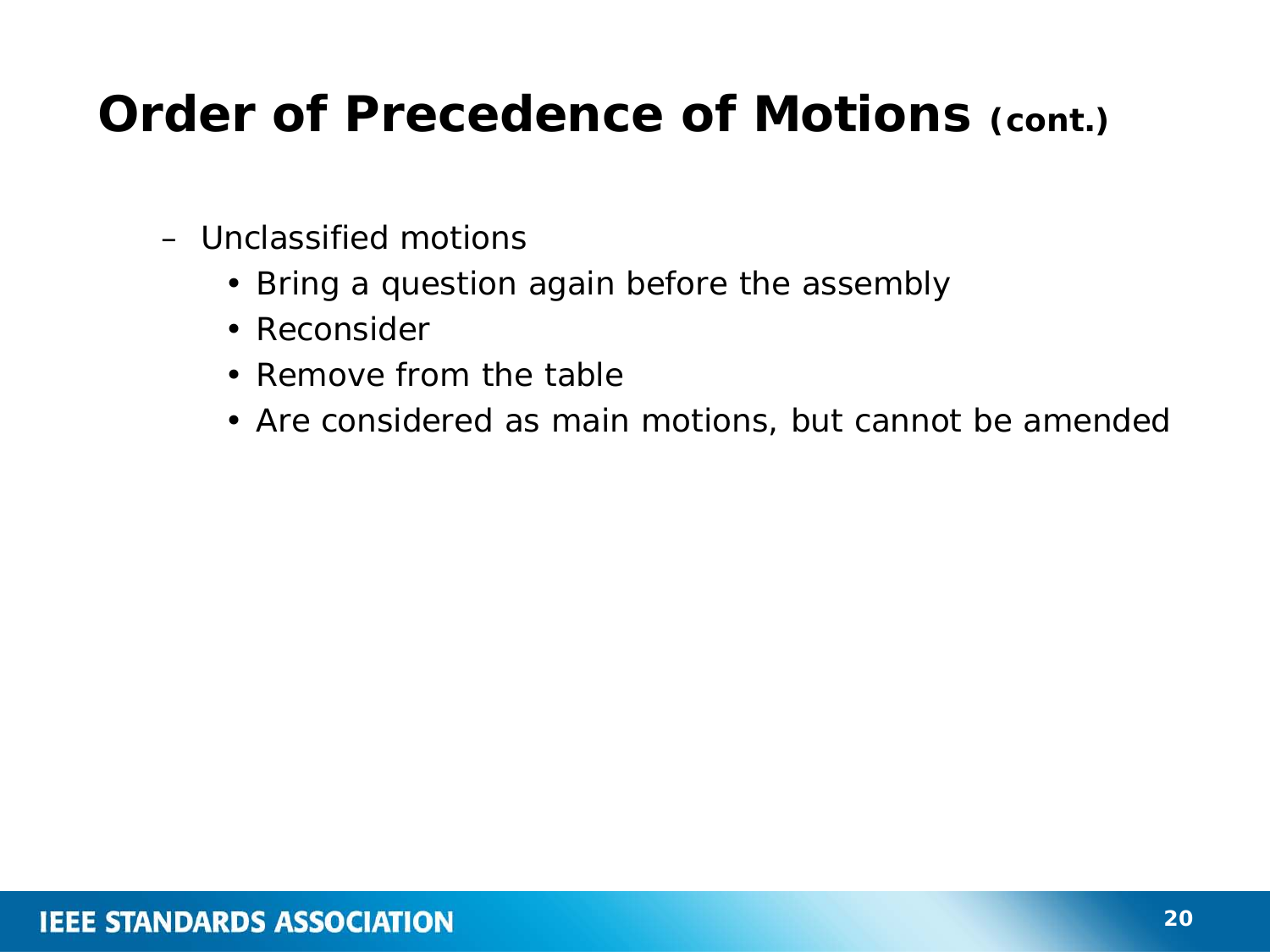# Order of Precedence of Motions (cont.)

- Unclassified motions
  - Bring a question again before the assembly
  - Reconsider
  - Remove from the table
  - Are considered as main motions, but cannot be amended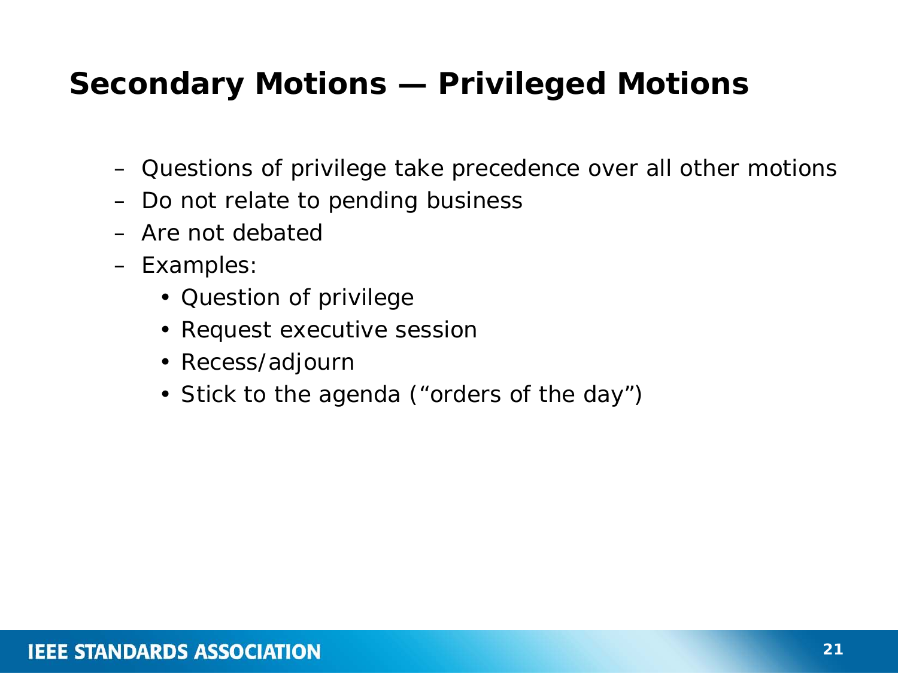# Secondary Motions — Privileged Motions

- Questions of privilege take precedence over all other motions
- Do not relate to pending business
- Are not debated
- Examples:
  - Question of privilege
  - Request executive session
  - Recess/adjourn
  - Stick to the agenda (“orders of the day”)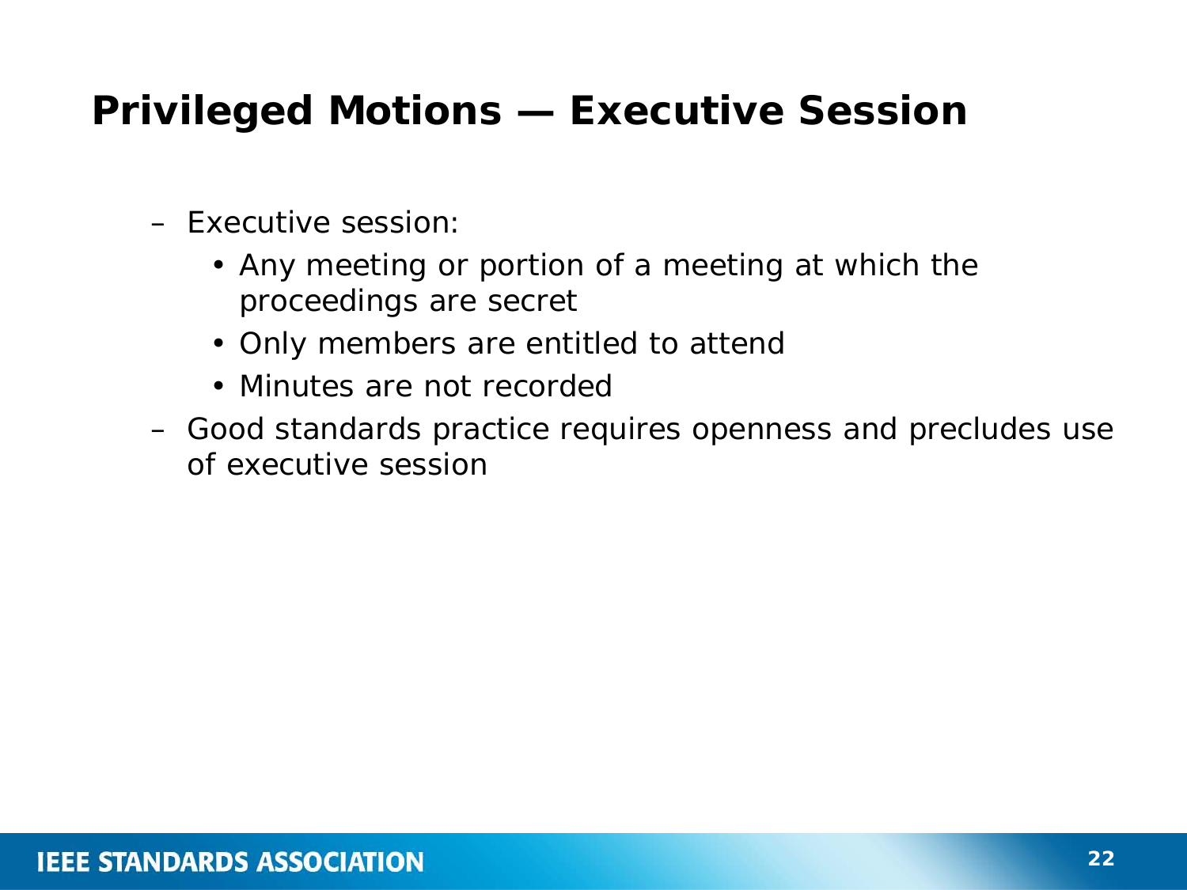## Privileged Motions — Executive Session

- Executive session:
  - Any meeting or portion of a meeting at which the proceedings are secret
  - Only members are entitled to attend
  - Minutes are not recorded
- Good standards practice requires openness and precludes use of executive session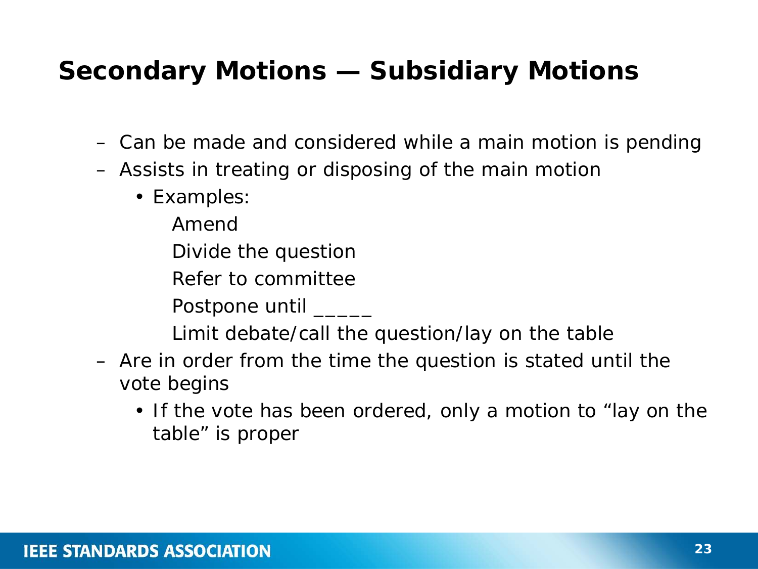# Secondary Motions — Subsidiary Motions

- Can be made and considered while a main motion is pending
- Assists in treating or disposing of the main motion
  - Examples:
    - Amend
    - Divide the question
    - Refer to committee
    - Postpone until _____
    - Limit debate/call the question/lay on the table
- Are in order from the time the question is stated until the vote begins
  - If the vote has been ordered, only a motion to "lay on the table" is proper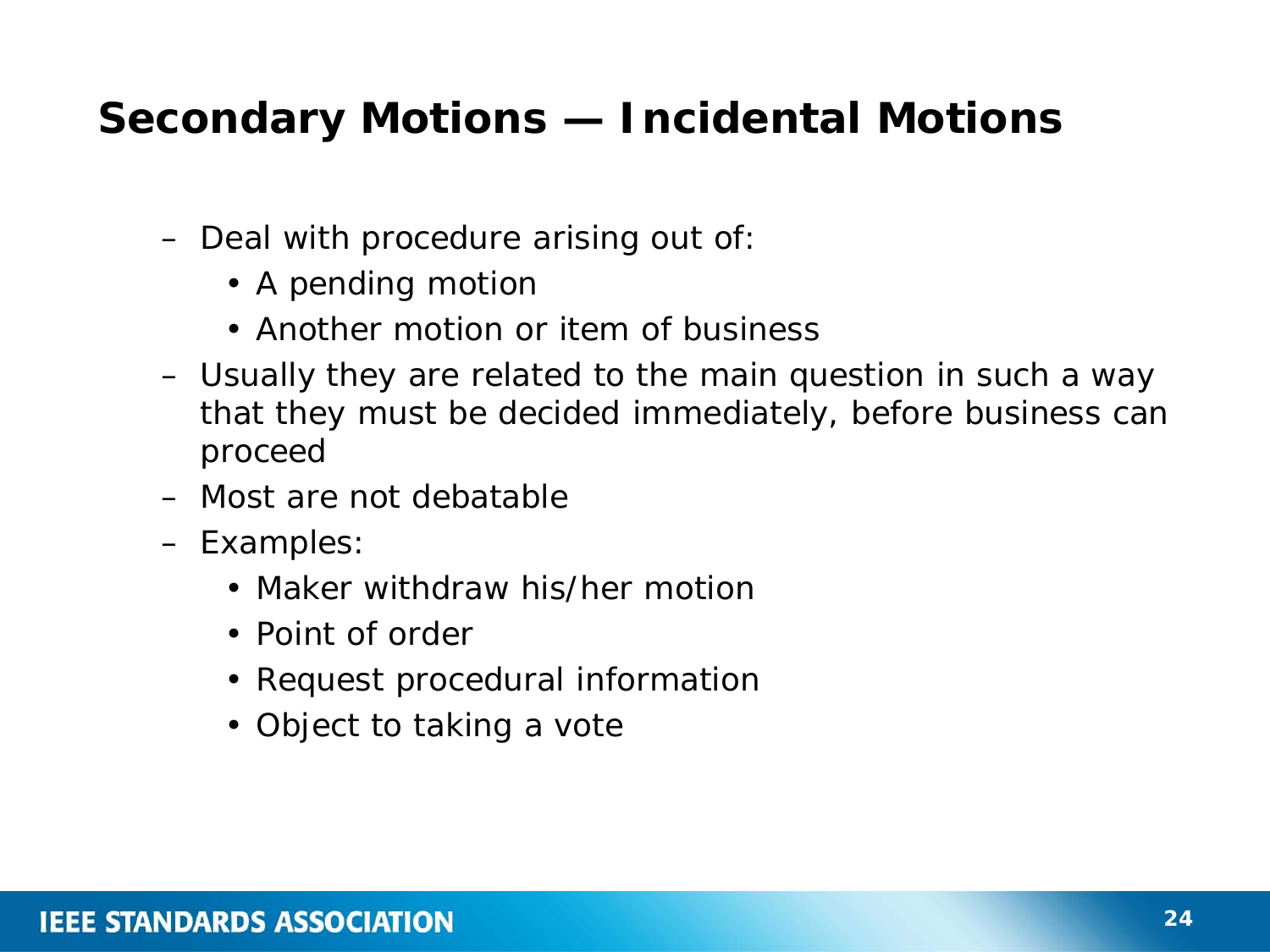# Secondary Motions — Incidental Motions

- Deal with procedure arising out of:
  - A pending motion
  - Another motion or item of business
- Usually they are related to the main question in such a way that they must be decided immediately, before business can proceed
- Most are not debatable
- Examples:
  - Maker withdraw his/her motion
  - Point of order
  - Request procedural information
  - Object to taking a vote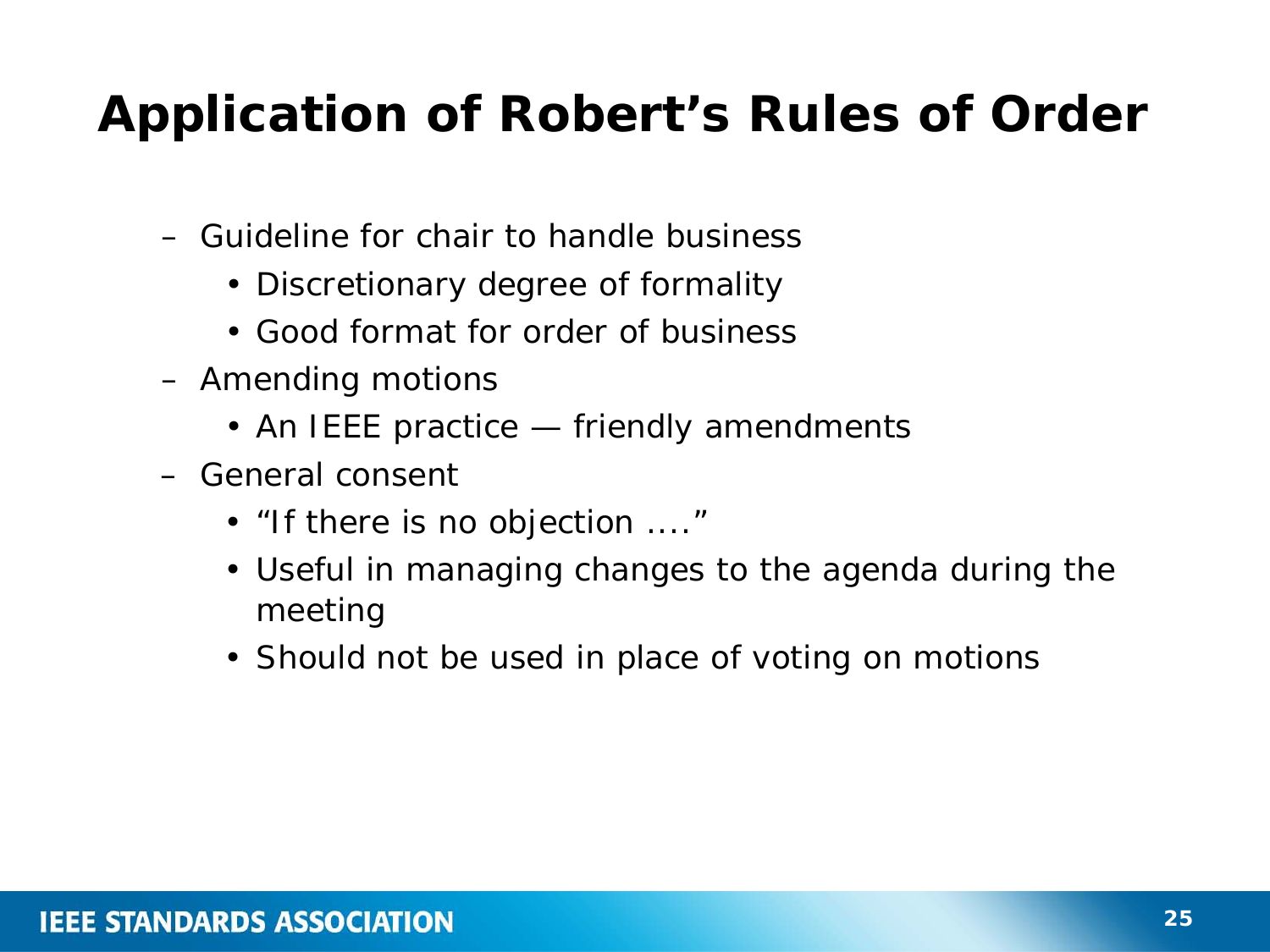# Application of Robert's Rules of Order

- Guideline for chair to handle business
  - Discretionary degree of formality
  - Good format for order of business
- Amending motions
  - An IEEE practice — friendly amendments
- General consent
  - "If there is no objection ...."
  - Useful in managing changes to the agenda during the meeting
  - Should not be used in place of voting on motions